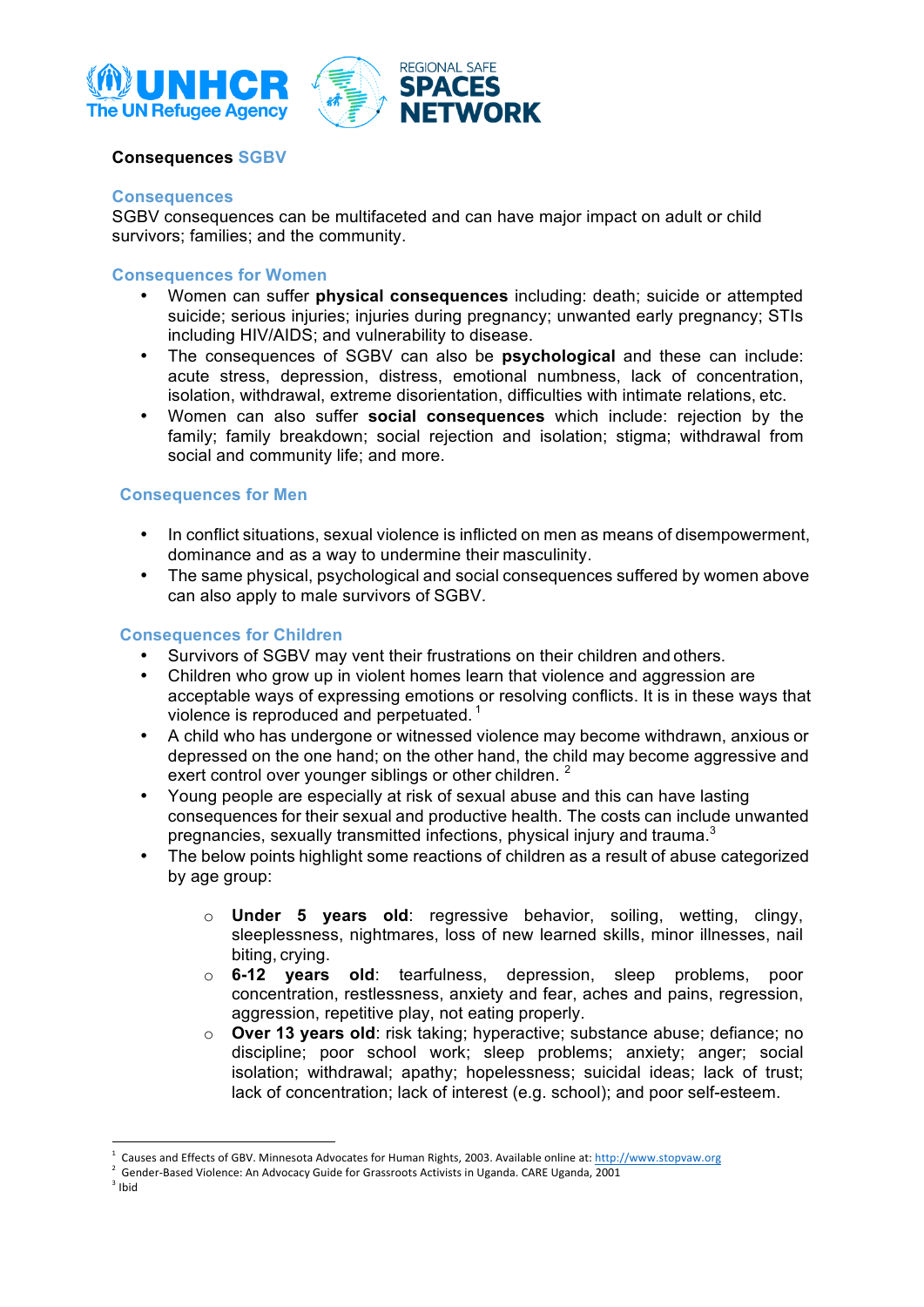# Consequences SGBV

## Consequences

SGBV consequences can be multifaceted and can have major impact on adult or child survivors; families; and the community.

## Consequences for Women

- Women can suffer **physical consequences** including: death; suicide or attempted suicide; serious injuries; injuries during pregnancy; unwanted early pregnancy; STIs including HIV/AIDS; and vulnerability to disease.
- The consequences of SGBV can also be **psychological** and these can include: acute stress, depression, distress, emotional numbness, lack of concentration, isolation, withdrawal, extreme disorientation, difficulties with intimate relations, etc.
- Women can also suffer **social consequences** which include: rejection by the family; family breakdown; social rejection and isolation; stigma; withdrawal from social and community life; and more.

## Consequences for Men

- In conflict situations, sexual violence is inflicted on men as means of disempowerment, dominance and as a way to undermine their masculinity.
- The same physical, psychological and social consequences suffered by women above can also apply to male survivors of SGBV.

## Consequences for Children

- Survivors of SGBV may vent their frustrations on their children and others.
- Children who grow up in violent homes learn that violence and aggression are acceptable ways of expressing emotions or resolving conflicts. It is in these ways that violence is reproduced and perpetuated. [1]
- A child who has undergone or witnessed violence may become withdrawn, anxious or depressed on the one hand; on the other hand, the child may become aggressive and exert control over younger siblings or other children. [2]
- Young people are especially at risk of sexual abuse and this can have lasting consequences for their sexual and productive health. The costs can include unwanted pregnancies, sexually transmitted infections, physical injury and trauma.[3]
- The below points highlight some reactions of children as a result of abuse categorized by age group:
  - **Under 5 years old**: regressive behavior, soiling, wetting, clingy, sleeplessness, nightmares, loss of new learned skills, minor illnesses, nail biting, crying.
  - **6-12 years old**: tearfulness, depression, sleep problems, poor concentration, restlessness, anxiety and fear, aches and pains, regression, aggression, repetitive play, not eating properly.
  - **Over 13 years old**: risk taking; hyperactive; substance abuse; defiance; no discipline; poor school work; sleep problems; anxiety; anger; social isolation; withdrawal; apathy; hopelessness; suicidal ideas; lack of trust; lack of concentration; lack of interest (e.g. school); and poor self-esteem.

---

[1] Causes and Effects of GBV. Minnesota Advocates for Human Rights, 2003. Available online at: http://www.stopvaw.org

[2] Gender-Based Violence: An Advocacy Guide for Grassroots Activists in Uganda. CARE Uganda, 2001

[3] Ibid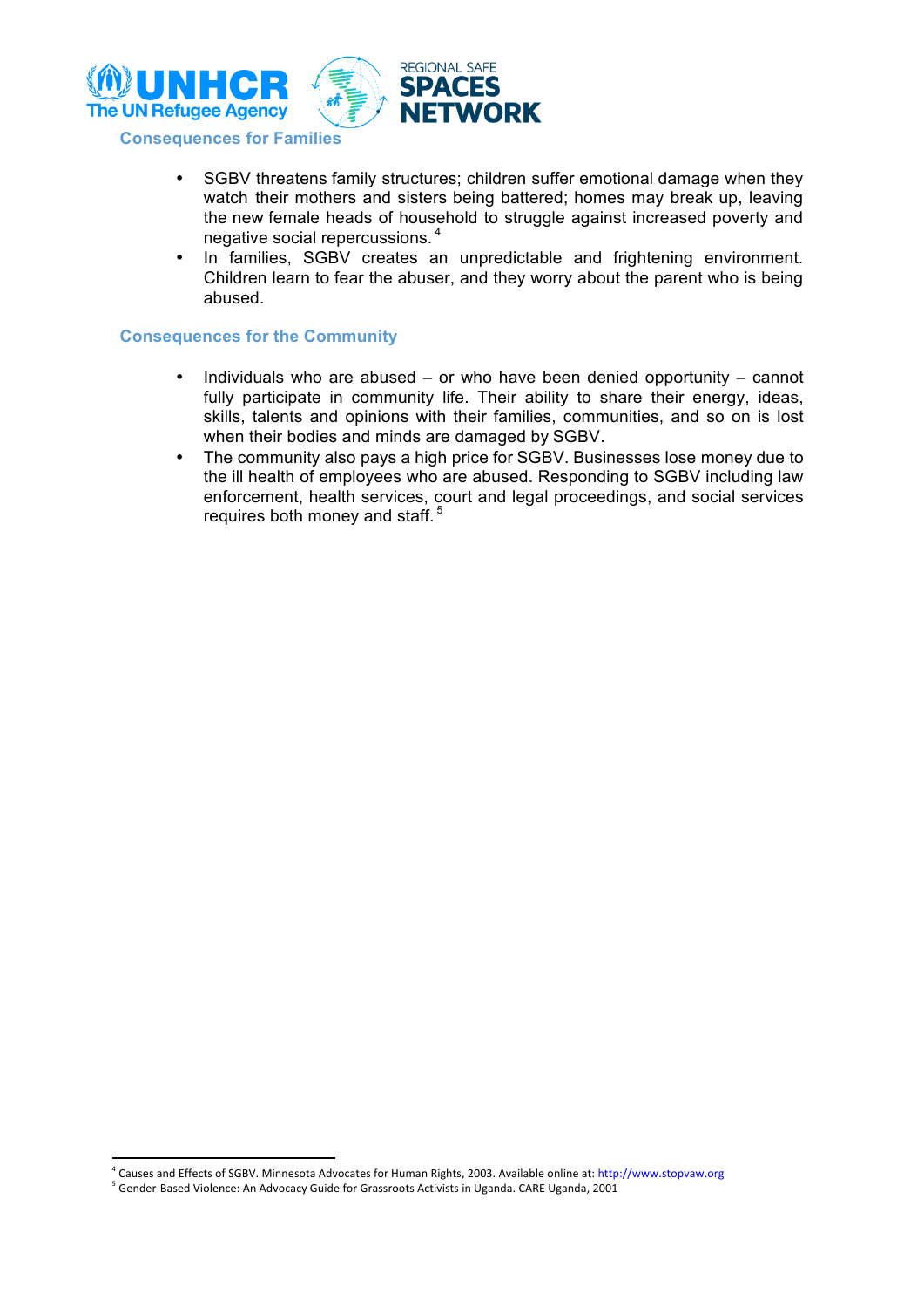### Consequences for Families

- SGBV threatens family structures; children suffer emotional damage when they watch their mothers and sisters being battered; homes may break up, leaving the new female heads of household to struggle against increased poverty and negative social repercussions.[4]
- In families, SGBV creates an unpredictable and frightening environment. Children learn to fear the abuser, and they worry about the parent who is being abused.

### Consequences for the Community

- Individuals who are abused – or who have been denied opportunity – cannot fully participate in community life. Their ability to share their energy, ideas, skills, talents and opinions with their families, communities, and so on is lost when their bodies and minds are damaged by SGBV.
- The community also pays a high price for SGBV. Businesses lose money due to the ill health of employees who are abused. Responding to SGBV including law enforcement, health services, court and legal proceedings, and social services requires both money and staff.[5]

---

[4] Causes and Effects of SGBV. Minnesota Advocates for Human Rights, 2003. Available online at: http://www.stopvaw.org

[5] Gender-Based Violence: An Advocacy Guide for Grassroots Activists in Uganda. CARE Uganda, 2001